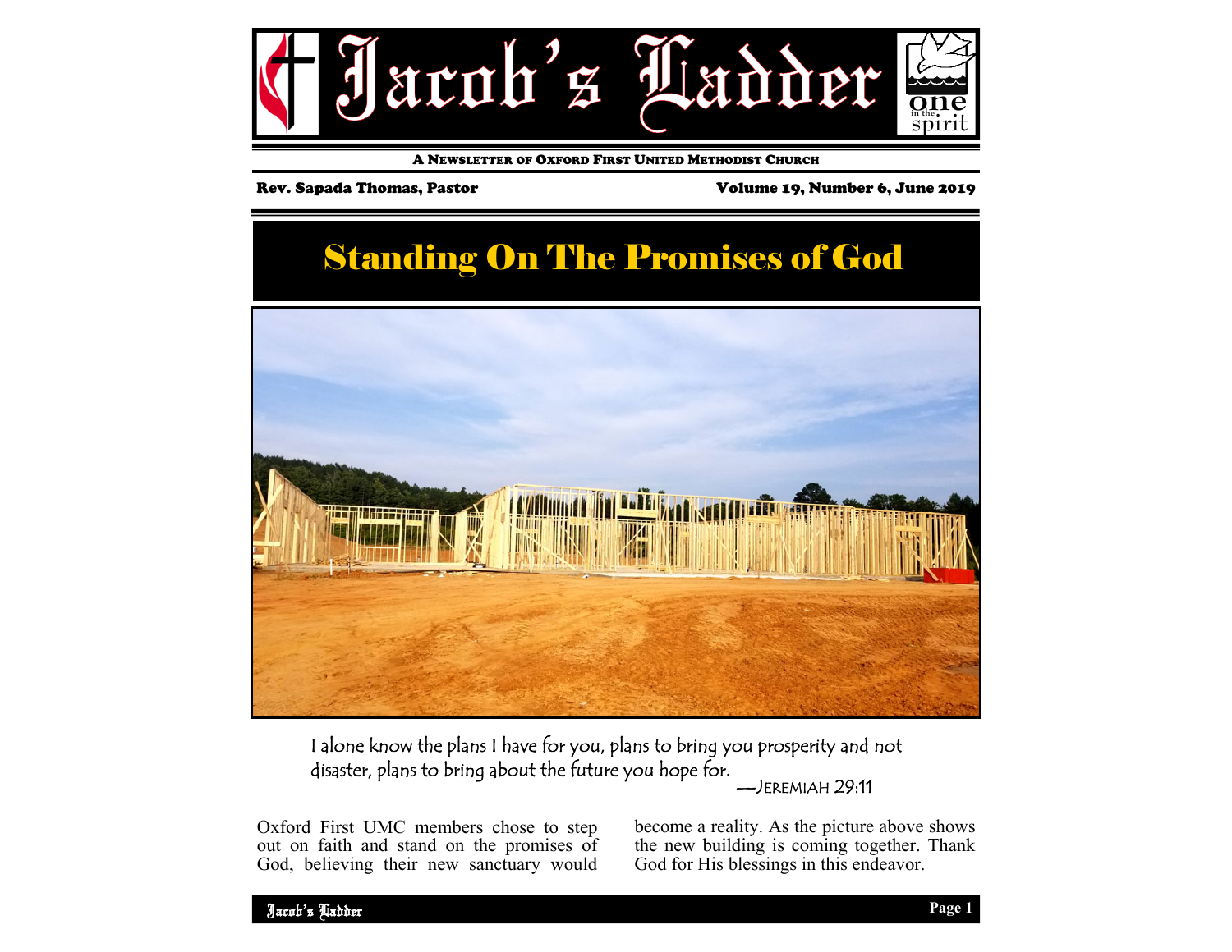# Jacob's Ladder

one in the spirit

A NEWSLETTER OF OXFORD FIRST UNITED METHODIST CHURCH

Rev. Sapada Thomas, Pastor

Volume 19, Number 6, June 2019

## Standing On The Promises of God

I alone know the plans I have for you, plans to bring you prosperity and not disaster, plans to bring about the future you hope for.

—JEREMIAH 29:11

Oxford First UMC members chose to step out on faith and stand on the promises of God, believing their new sanctuary would become a reality. As the picture above shows the new building is coming together. Thank God for His blessings in this endeavor.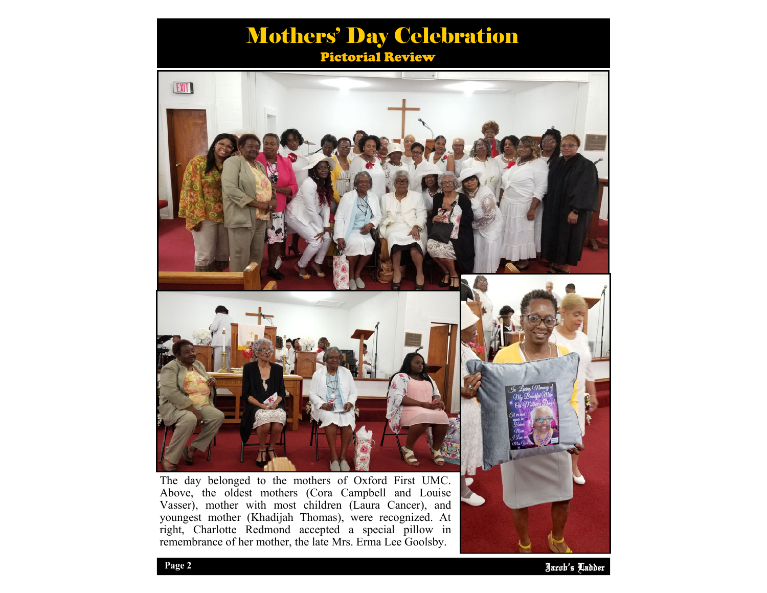# Mothers' Day Celebration

## Pictorial Review

The day belonged to the mothers of Oxford First UMC. Above, the oldest mothers (Cora Campbell and Louise Vasser), mother with most children (Laura Cancer), and youngest mother (Khadijah Thomas), were recognized. At right, Charlotte Redmond accepted a special pillow in remembrance of her mother, the late Mrs. Erma Lee Goolsby.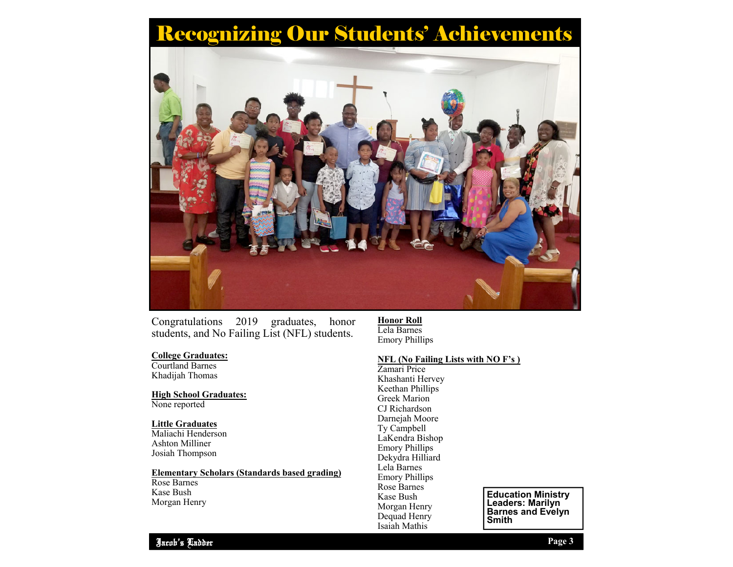# Recognizing Our Students' Achievements

Congratulations 2019 graduates, honor students, and No Failing List (NFL) students.

**College Graduates:**
Courtland Barnes
Khadijah Thomas

**High School Graduates:**
None reported

**Little Graduates**
Maliachi Henderson
Ashton Milliner
Josiah Thompson

**Elementary Scholars (Standards based grading)**
Rose Barnes
Kase Bush
Morgan Henry

**Honor Roll**
Lela Barnes
Emory Phillips

**NFL (No Failing Lists with NO F's )**
Zamari Price
Khashanti Hervey
Keethan Phillips
Greek Marion
CJ Richardson
Darnejah Moore
Ty Campbell
LaKendra Bishop
Emory Phillips
Dekydra Hilliard
Lela Barnes
Emory Phillips
Rose Barnes
Kase Bush
Morgan Henry
Dequad Henry
Isaiah Mathis

**Education Ministry Leaders: Marilyn Barnes and Evelyn Smith**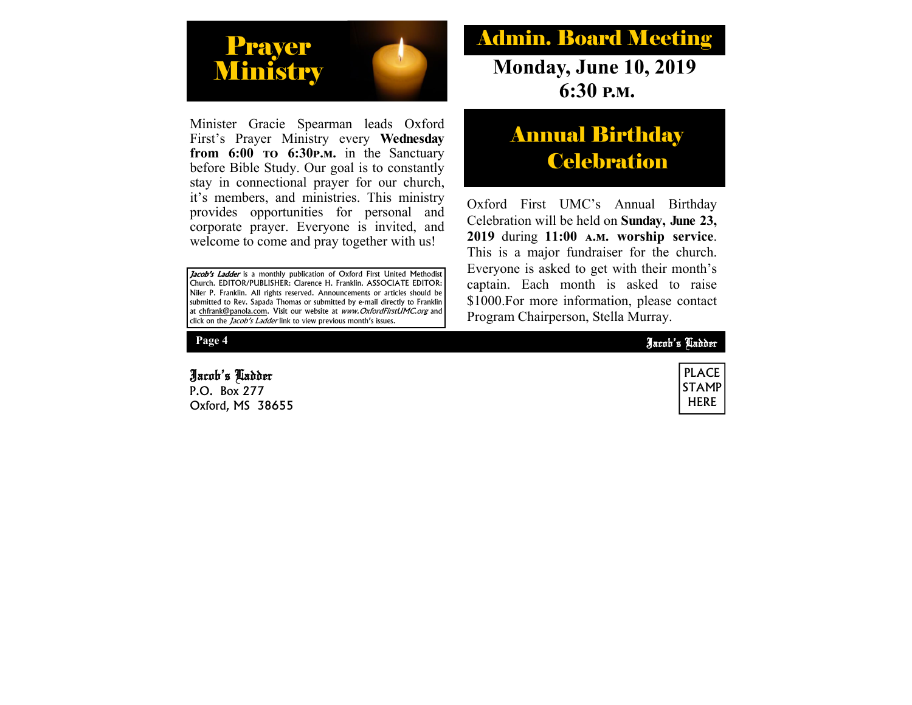## Prayer Ministry

Minister Gracie Spearman leads Oxford First's Prayer Ministry every **Wednesday from 6:00 to 6:30p.m.** in the Sanctuary before Bible Study. Our goal is to constantly stay in connectional prayer for our church, it's members, and ministries. This ministry provides opportunities for personal and corporate prayer. Everyone is invited, and welcome to come and pray together with us!

*Jacob's Ladder* is a monthly publication of Oxford First United Methodist Church. EDITOR/PUBLISHER: Clarence H. Franklin. ASSOCIATE EDITOR: Niler P. Franklin. All rights reserved. Announcements or articles should be submitted to Rev. Sapada Thomas or submitted by e-mail directly to Franklin at chfrank@panola.com. Visit our website at *www.OxfordFirstUMC.org* and click on the *Jacob's Ladder* link to view previous month's issues.

## Admin. Board Meeting

**Monday, June 10, 2019**
**6:30 p.m.**

## Annual Birthday Celebration

Oxford First UMC's Annual Birthday Celebration will be held on **Sunday, June 23, 2019** during **11:00 a.m. worship service**. This is a major fundraiser for the church. Everyone is asked to get with their month's captain. Each month is asked to raise $1000.For more information, please contact Program Chairperson, Stella Murray.

Jacob's Ladder
P.O. Box 277
Oxford, MS 38655

PLACE STAMP HERE